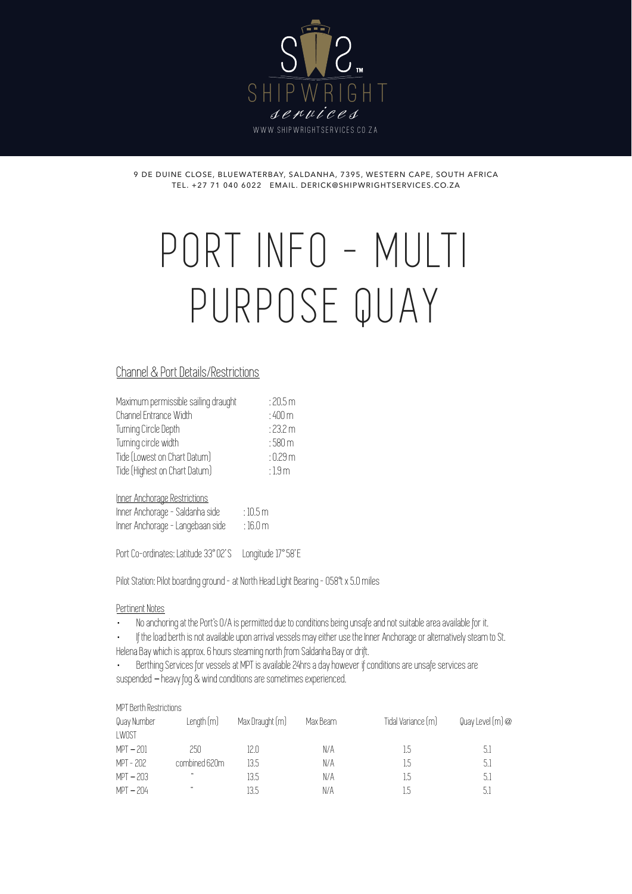SHIPWRIGHT services

WWW.SHIPWRIGHTSERVICES.CO.ZA

9 DE DUINE CLOSE, BLUEWATERBAY, SALDANHA, 7395, WESTERN CAPE, SOUTH AFRICA
TEL. +27 71 040 6022 EMAIL. DERICK@SHIPWRIGHTSERVICES.CO.ZA

# PORT INFO - MULTI PURPOSE QUAY

## Channel & Port Details/Restrictions

| | |
|---|---|
| Maximum permissible sailing draught | : 20.5 m |
| Channel Entrance Width | : 400 m |
| Turning Circle Depth | : 23.2 m |
| Turning circle width | : 580 m |
| Tide (Lowest on Chart Datum) | : 0.29 m |
| Tide (Highest on Chart Datum) | : 1.9 m |

### Inner Anchorage Restrictions

| | |
|---|---|
| Inner Anchorage - Saldanha side | : 10.5 m |
| Inner Anchorage - Langebaan side | : 16.0 m |

Port Co-ordinates: Latitude 33° 02' S Longitude 17° 58' E

Pilot Station: Pilot boarding ground - at North Head Light Bearing - 058°t x 5.0 miles

### Pertinent Notes

- No anchoring at the Port's O/A is permitted due to conditions being unsafe and not suitable area available for it.
- If the load berth is not available upon arrival vessels may either use the Inner Anchorage or alternatively steam to St. Helena Bay which is approx. 6 hours steaming north from Saldanha Bay or drift.
- Berthing Services for vessels at MPT is available 24hrs a day however if conditions are unsafe services are suspended – heavy fog & wind conditions are sometimes experienced.

MPT Berth Restrictions

| Quay Number | Length (m) | Max Draught (m) | Max Beam | Tidal Variance (m) | Quay Level (m) @ LWOST |
|---|---|---|---|---|---|
| MPT – 201 | 250 | 12.0 | N/A | 1.5 | 5.1 |
| MPT - 202 | combined 620m | 13.5 | N/A | 1.5 | 5.1 |
| MPT – 203 | " | 13.5 | N/A | 1.5 | 5.1 |
| MPT – 204 | " | 13.5 | N/A | 1.5 | 5.1 |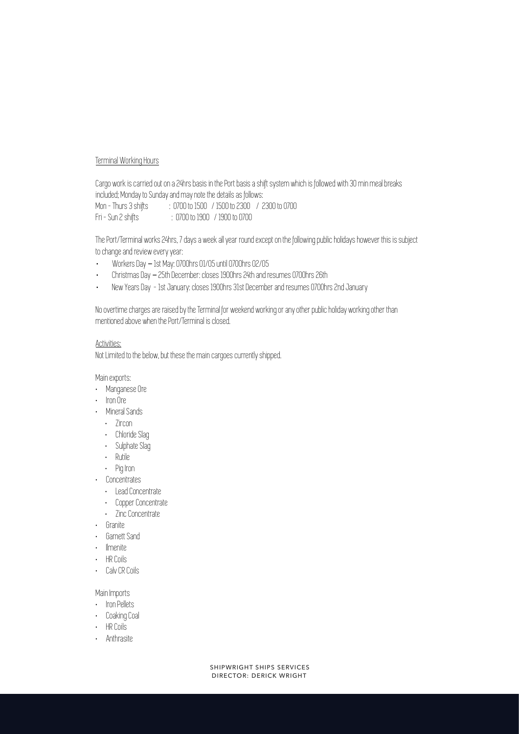<u>Terminal Working Hours</u>

Cargo work is carried out on a 24hrs basis in the Port basis a shift system which is followed with 30 min meal breaks included; Monday to Sunday and may note the details as follows:

Mon - Thurs 3 shifts : 0700 to 1500 / 1500 to 2300 / 2300 to 0700
Fri - Sun 2 shifts : 0700 to 1900 / 1900 to 0700

The Port/Terminal works 24hrs, 7 days a week all year round except on the following public holidays however this is subject to change and review every year:

- Workers Day – 1st May: 0700hrs 01/05 until 0700hrs 02/05
- Christmas Day – 25th December: closes 1900hrs 24th and resumes 0700hrs 26th
- New Years Day - 1st January: closes 1900hrs 31st December and resumes 0700hrs 2nd January

No overtime charges are raised by the Terminal for weekend working or any other public holiday working other than mentioned above when the Port/Terminal is closed.

<u>Activities:</u>

Not Limited to the below, but these the main cargoes currently shipped.

Main exports:

- Manganese Ore
- Iron Ore
- Mineral Sands
  - Zircon
  - Chloride Slag
  - Sulphate Slag
  - Rutile
  - Pig Iron
- Concentrates
  - Lead Concentrate
  - Copper Concentrate
  - Zinc Concentrate
- Granite
- Garnett Sand
- Ilmenite
- HR Coils
- Calv CR Coils

Main Imports

- Iron Pellets
- Coaking Coal
- HR Coils
- Anthrasite

SHIPWRIGHT SHIPS SERVICES
DIRECTOR: DERICK WRIGHT